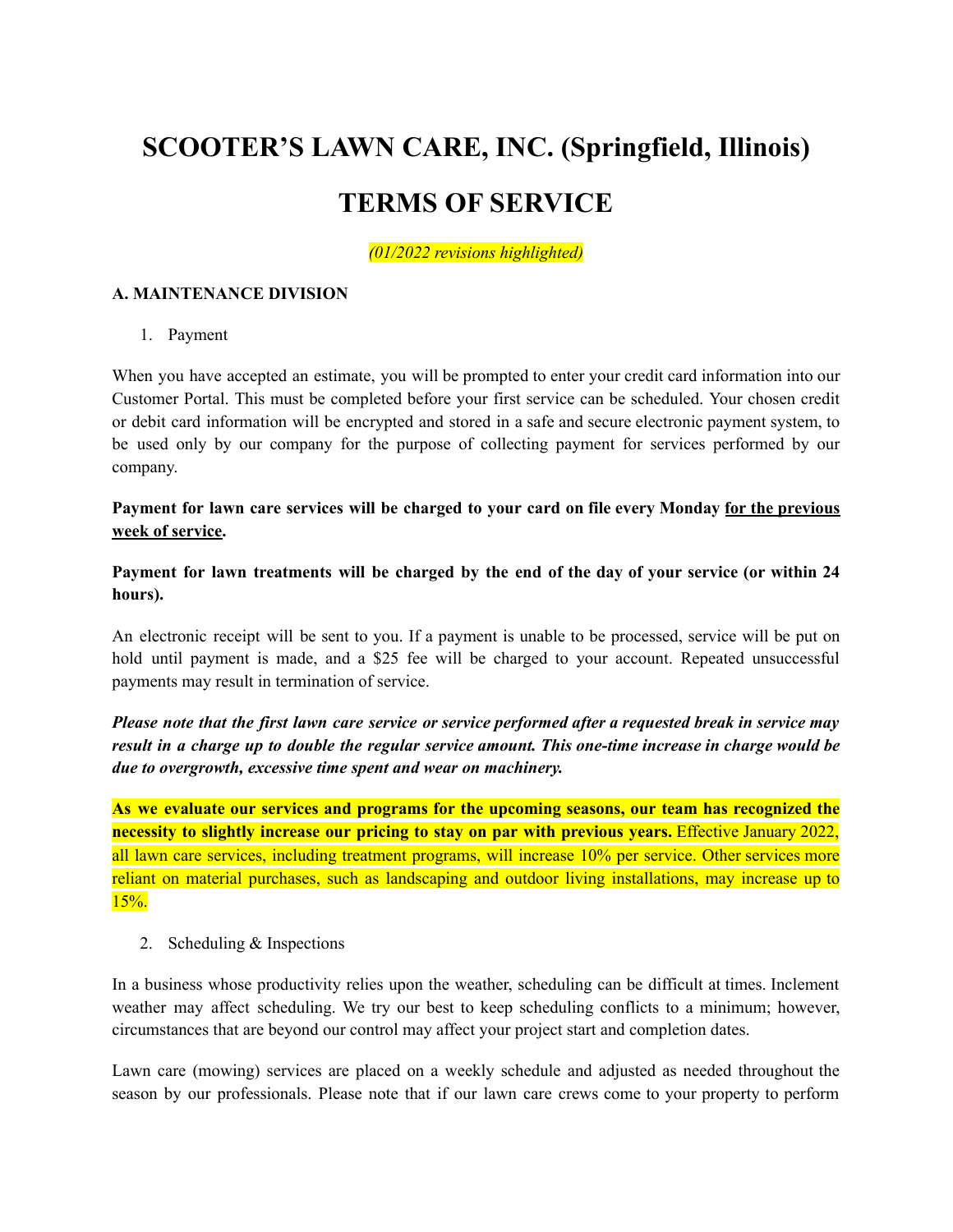# SCOOTER'S LAWN CARE, INC. (Springfield, Illinois)

# TERMS OF SERVICE

*(01/2022 revisions highlighted)*

**A. MAINTENANCE DIVISION**

1. Payment

When you have accepted an estimate, you will be prompted to enter your credit card information into our Customer Portal. This must be completed before your first service can be scheduled. Your chosen credit or debit card information will be encrypted and stored in a safe and secure electronic payment system, to be used only by our company for the purpose of collecting payment for services performed by our company.

**Payment for lawn care services will be charged to your card on file every Monday <u>for the previous week of service</u>.**

**Payment for lawn treatments will be charged by the end of the day of your service (or within 24 hours).**

An electronic receipt will be sent to you. If a payment is unable to be processed, service will be put on hold until payment is made, and a $25 fee will be charged to your account. Repeated unsuccessful payments may result in termination of service.

***Please note that the first lawn care service or service performed after a requested break in service may result in a charge up to double the regular service amount. This one-time increase in charge would be due to overgrowth, excessive time spent and wear on machinery.***

**As we evaluate our services and programs for the upcoming seasons, our team has recognized the necessity to slightly increase our pricing to stay on par with previous years.** Effective January 2022, all lawn care services, including treatment programs, will increase 10% per service. Other services more reliant on material purchases, such as landscaping and outdoor living installations, may increase up to 15%.

2. Scheduling & Inspections

In a business whose productivity relies upon the weather, scheduling can be difficult at times. Inclement weather may affect scheduling. We try our best to keep scheduling conflicts to a minimum; however, circumstances that are beyond our control may affect your project start and completion dates.

Lawn care (mowing) services are placed on a weekly schedule and adjusted as needed throughout the season by our professionals. Please note that if our lawn care crews come to your property to perform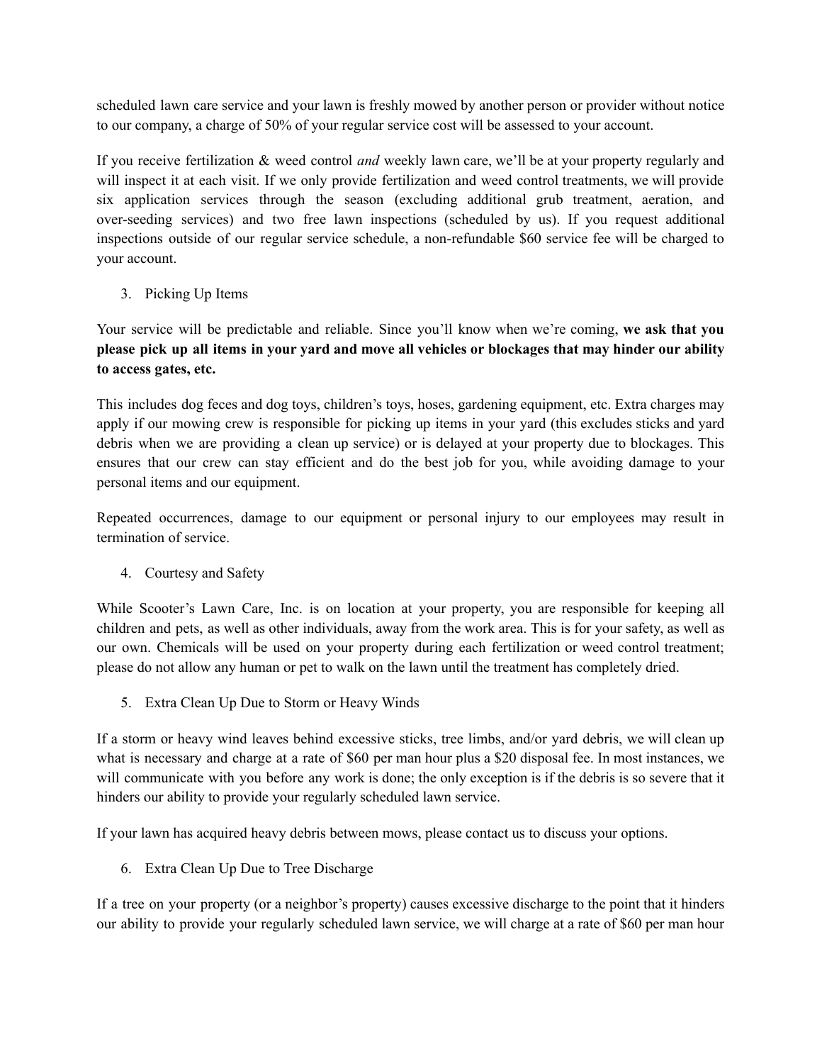scheduled lawn care service and your lawn is freshly mowed by another person or provider without notice to our company, a charge of 50% of your regular service cost will be assessed to your account.

If you receive fertilization & weed control *and* weekly lawn care, we'll be at your property regularly and will inspect it at each visit. If we only provide fertilization and weed control treatments, we will provide six application services through the season (excluding additional grub treatment, aeration, and over-seeding services) and two free lawn inspections (scheduled by us). If you request additional inspections outside of our regular service schedule, a non-refundable $60 service fee will be charged to your account.

3. Picking Up Items

Your service will be predictable and reliable. Since you'll know when we're coming, **we ask that you please pick up all items in your yard and move all vehicles or blockages that may hinder our ability to access gates, etc.**

This includes dog feces and dog toys, children's toys, hoses, gardening equipment, etc. Extra charges may apply if our mowing crew is responsible for picking up items in your yard (this excludes sticks and yard debris when we are providing a clean up service) or is delayed at your property due to blockages. This ensures that our crew can stay efficient and do the best job for you, while avoiding damage to your personal items and our equipment.

Repeated occurrences, damage to our equipment or personal injury to our employees may result in termination of service.

4. Courtesy and Safety

While Scooter's Lawn Care, Inc. is on location at your property, you are responsible for keeping all children and pets, as well as other individuals, away from the work area. This is for your safety, as well as our own. Chemicals will be used on your property during each fertilization or weed control treatment; please do not allow any human or pet to walk on the lawn until the treatment has completely dried.

5. Extra Clean Up Due to Storm or Heavy Winds

If a storm or heavy wind leaves behind excessive sticks, tree limbs, and/or yard debris, we will clean up what is necessary and charge at a rate of $60 per man hour plus a $20 disposal fee. In most instances, we will communicate with you before any work is done; the only exception is if the debris is so severe that it hinders our ability to provide your regularly scheduled lawn service.

If your lawn has acquired heavy debris between mows, please contact us to discuss your options.

6. Extra Clean Up Due to Tree Discharge

If a tree on your property (or a neighbor's property) causes excessive discharge to the point that it hinders our ability to provide your regularly scheduled lawn service, we will charge at a rate of $60 per man hour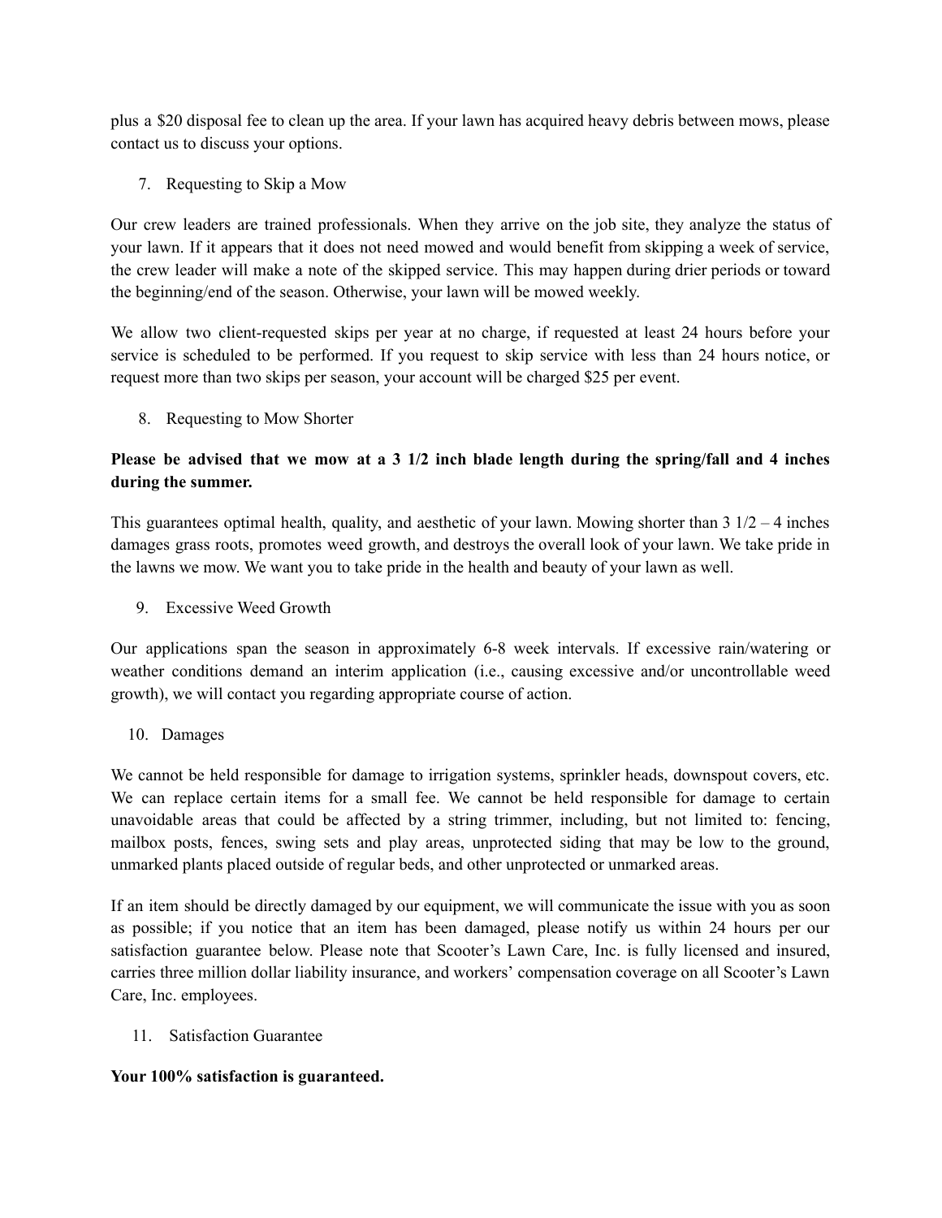plus a $20 disposal fee to clean up the area. If your lawn has acquired heavy debris between mows, please contact us to discuss your options.

7. Requesting to Skip a Mow

Our crew leaders are trained professionals. When they arrive on the job site, they analyze the status of your lawn. If it appears that it does not need mowed and would benefit from skipping a week of service, the crew leader will make a note of the skipped service. This may happen during drier periods or toward the beginning/end of the season. Otherwise, your lawn will be mowed weekly.

We allow two client-requested skips per year at no charge, if requested at least 24 hours before your service is scheduled to be performed. If you request to skip service with less than 24 hours notice, or request more than two skips per season, your account will be charged $25 per event.

8. Requesting to Mow Shorter

**Please be advised that we mow at a 3 1/2 inch blade length during the spring/fall and 4 inches during the summer.**

This guarantees optimal health, quality, and aesthetic of your lawn. Mowing shorter than 3 1/2 – 4 inches damages grass roots, promotes weed growth, and destroys the overall look of your lawn. We take pride in the lawns we mow. We want you to take pride in the health and beauty of your lawn as well.

9. Excessive Weed Growth

Our applications span the season in approximately 6-8 week intervals. If excessive rain/watering or weather conditions demand an interim application (i.e., causing excessive and/or uncontrollable weed growth), we will contact you regarding appropriate course of action.

10. Damages

We cannot be held responsible for damage to irrigation systems, sprinkler heads, downspout covers, etc. We can replace certain items for a small fee. We cannot be held responsible for damage to certain unavoidable areas that could be affected by a string trimmer, including, but not limited to: fencing, mailbox posts, fences, swing sets and play areas, unprotected siding that may be low to the ground, unmarked plants placed outside of regular beds, and other unprotected or unmarked areas.

If an item should be directly damaged by our equipment, we will communicate the issue with you as soon as possible; if you notice that an item has been damaged, please notify us within 24 hours per our satisfaction guarantee below. Please note that Scooter's Lawn Care, Inc. is fully licensed and insured, carries three million dollar liability insurance, and workers' compensation coverage on all Scooter's Lawn Care, Inc. employees.

11. Satisfaction Guarantee

**Your 100% satisfaction is guaranteed.**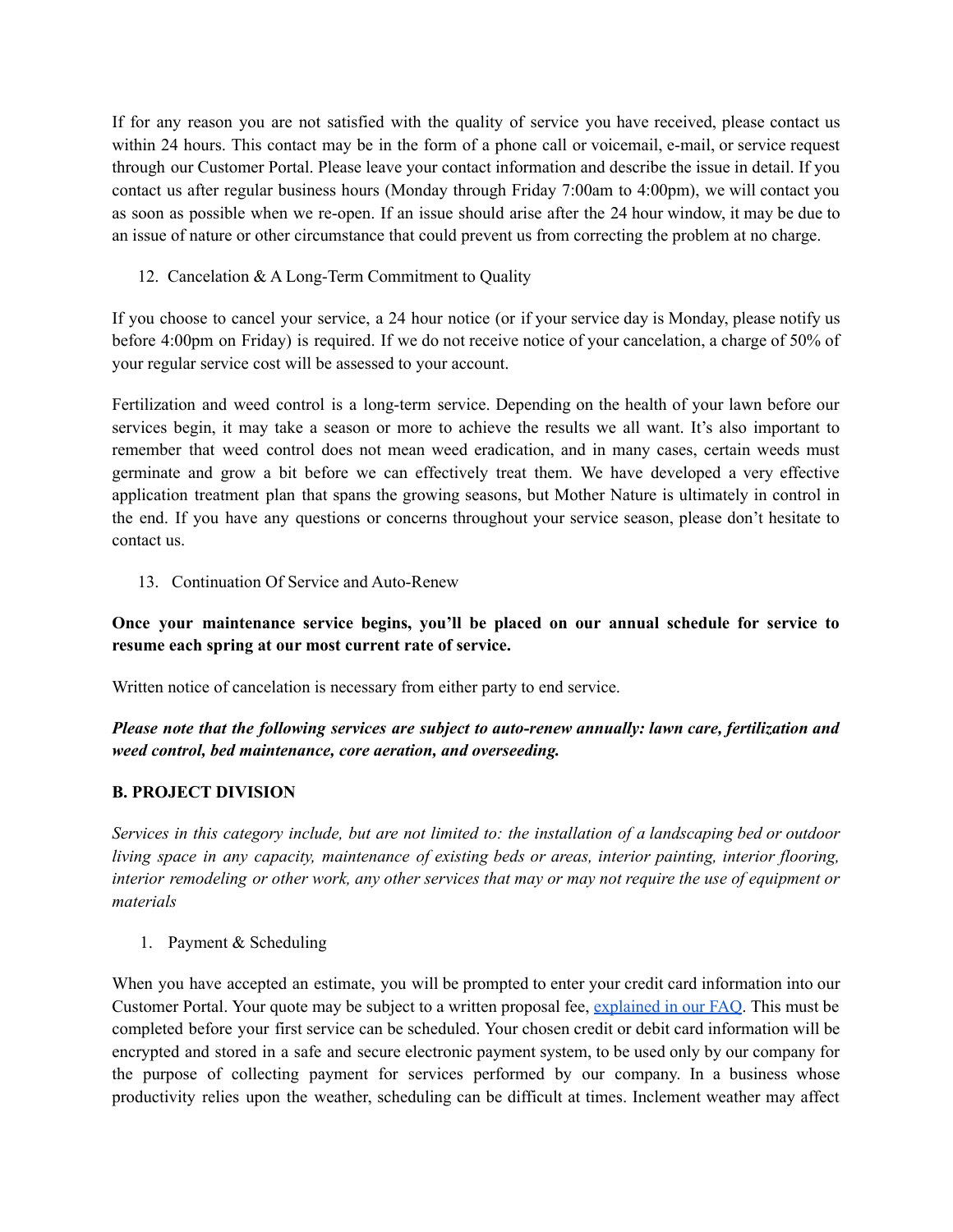If for any reason you are not satisfied with the quality of service you have received, please contact us within 24 hours. This contact may be in the form of a phone call or voicemail, e-mail, or service request through our Customer Portal. Please leave your contact information and describe the issue in detail. If you contact us after regular business hours (Monday through Friday 7:00am to 4:00pm), we will contact you as soon as possible when we re-open. If an issue should arise after the 24 hour window, it may be due to an issue of nature or other circumstance that could prevent us from correcting the problem at no charge.

12. Cancelation & A Long-Term Commitment to Quality

If you choose to cancel your service, a 24 hour notice (or if your service day is Monday, please notify us before 4:00pm on Friday) is required. If we do not receive notice of your cancelation, a charge of 50% of your regular service cost will be assessed to your account.

Fertilization and weed control is a long-term service. Depending on the health of your lawn before our services begin, it may take a season or more to achieve the results we all want. It's also important to remember that weed control does not mean weed eradication, and in many cases, certain weeds must germinate and grow a bit before we can effectively treat them. We have developed a very effective application treatment plan that spans the growing seasons, but Mother Nature is ultimately in control in the end. If you have any questions or concerns throughout your service season, please don't hesitate to contact us.

13. Continuation Of Service and Auto-Renew

**Once your maintenance service begins, you'll be placed on our annual schedule for service to resume each spring at our most current rate of service.**

Written notice of cancelation is necessary from either party to end service.

***Please note that the following services are subject to auto-renew annually: lawn care, fertilization and weed control, bed maintenance, core aeration, and overseeding.***

## B. PROJECT DIVISION

*Services in this category include, but are not limited to: the installation of a landscaping bed or outdoor living space in any capacity, maintenance of existing beds or areas, interior painting, interior flooring, interior remodeling or other work, any other services that may or may not require the use of equipment or materials*

1. Payment & Scheduling

When you have accepted an estimate, you will be prompted to enter your credit card information into our Customer Portal. Your quote may be subject to a written proposal fee, explained in our FAQ. This must be completed before your first service can be scheduled. Your chosen credit or debit card information will be encrypted and stored in a safe and secure electronic payment system, to be used only by our company for the purpose of collecting payment for services performed by our company. In a business whose productivity relies upon the weather, scheduling can be difficult at times. Inclement weather may affect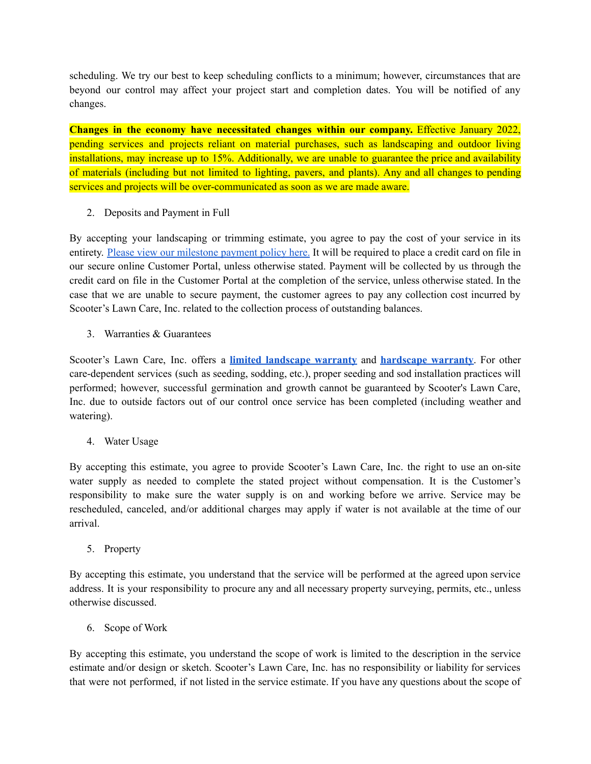scheduling. We try our best to keep scheduling conflicts to a minimum; however, circumstances that are beyond our control may affect your project start and completion dates. You will be notified of any changes.

**Changes in the economy have necessitated changes within our company.** Effective January 2022, pending services and projects reliant on material purchases, such as landscaping and outdoor living installations, may increase up to 15%. Additionally, we are unable to guarantee the price and availability of materials (including but not limited to lighting, pavers, and plants). Any and all changes to pending services and projects will be over-communicated as soon as we are made aware.

2. Deposits and Payment in Full

By accepting your landscaping or trimming estimate, you agree to pay the cost of your service in its entirety. Please view our milestone payment policy here. It will be required to place a credit card on file in our secure online Customer Portal, unless otherwise stated. Payment will be collected by us through the credit card on file in the Customer Portal at the completion of the service, unless otherwise stated. In the case that we are unable to secure payment, the customer agrees to pay any collection cost incurred by Scooter's Lawn Care, Inc. related to the collection process of outstanding balances.

3. Warranties & Guarantees

Scooter's Lawn Care, Inc. offers a **limited landscape warranty** and **hardscape warranty**. For other care-dependent services (such as seeding, sodding, etc.), proper seeding and sod installation practices will performed; however, successful germination and growth cannot be guaranteed by Scooter's Lawn Care, Inc. due to outside factors out of our control once service has been completed (including weather and watering).

4. Water Usage

By accepting this estimate, you agree to provide Scooter's Lawn Care, Inc. the right to use an on-site water supply as needed to complete the stated project without compensation. It is the Customer's responsibility to make sure the water supply is on and working before we arrive. Service may be rescheduled, canceled, and/or additional charges may apply if water is not available at the time of our arrival.

5. Property

By accepting this estimate, you understand that the service will be performed at the agreed upon service address. It is your responsibility to procure any and all necessary property surveying, permits, etc., unless otherwise discussed.

6. Scope of Work

By accepting this estimate, you understand the scope of work is limited to the description in the service estimate and/or design or sketch. Scooter's Lawn Care, Inc. has no responsibility or liability for services that were not performed, if not listed in the service estimate. If you have any questions about the scope of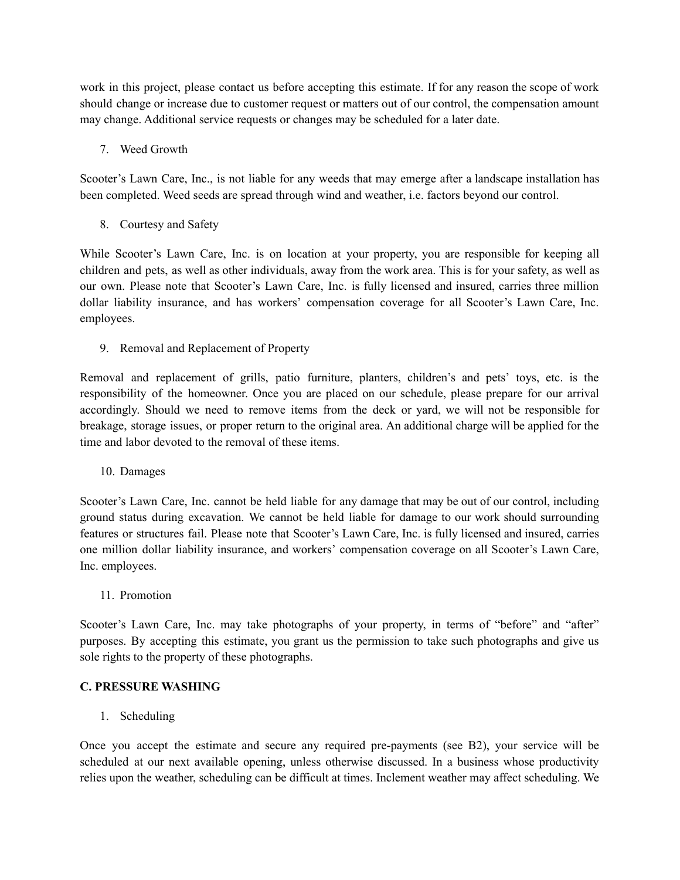work in this project, please contact us before accepting this estimate. If for any reason the scope of work should change or increase due to customer request or matters out of our control, the compensation amount may change. Additional service requests or changes may be scheduled for a later date.

7. Weed Growth

Scooter's Lawn Care, Inc., is not liable for any weeds that may emerge after a landscape installation has been completed. Weed seeds are spread through wind and weather, i.e. factors beyond our control.

8. Courtesy and Safety

While Scooter's Lawn Care, Inc. is on location at your property, you are responsible for keeping all children and pets, as well as other individuals, away from the work area. This is for your safety, as well as our own. Please note that Scooter's Lawn Care, Inc. is fully licensed and insured, carries three million dollar liability insurance, and has workers' compensation coverage for all Scooter's Lawn Care, Inc. employees.

9. Removal and Replacement of Property

Removal and replacement of grills, patio furniture, planters, children's and pets' toys, etc. is the responsibility of the homeowner. Once you are placed on our schedule, please prepare for our arrival accordingly. Should we need to remove items from the deck or yard, we will not be responsible for breakage, storage issues, or proper return to the original area. An additional charge will be applied for the time and labor devoted to the removal of these items.

10. Damages

Scooter's Lawn Care, Inc. cannot be held liable for any damage that may be out of our control, including ground status during excavation. We cannot be held liable for damage to our work should surrounding features or structures fail. Please note that Scooter's Lawn Care, Inc. is fully licensed and insured, carries one million dollar liability insurance, and workers' compensation coverage on all Scooter's Lawn Care, Inc. employees.

11. Promotion

Scooter's Lawn Care, Inc. may take photographs of your property, in terms of "before" and "after" purposes. By accepting this estimate, you grant us the permission to take such photographs and give us sole rights to the property of these photographs.

**C. PRESSURE WASHING**

1. Scheduling

Once you accept the estimate and secure any required pre-payments (see B2), your service will be scheduled at our next available opening, unless otherwise discussed. In a business whose productivity relies upon the weather, scheduling can be difficult at times. Inclement weather may affect scheduling. We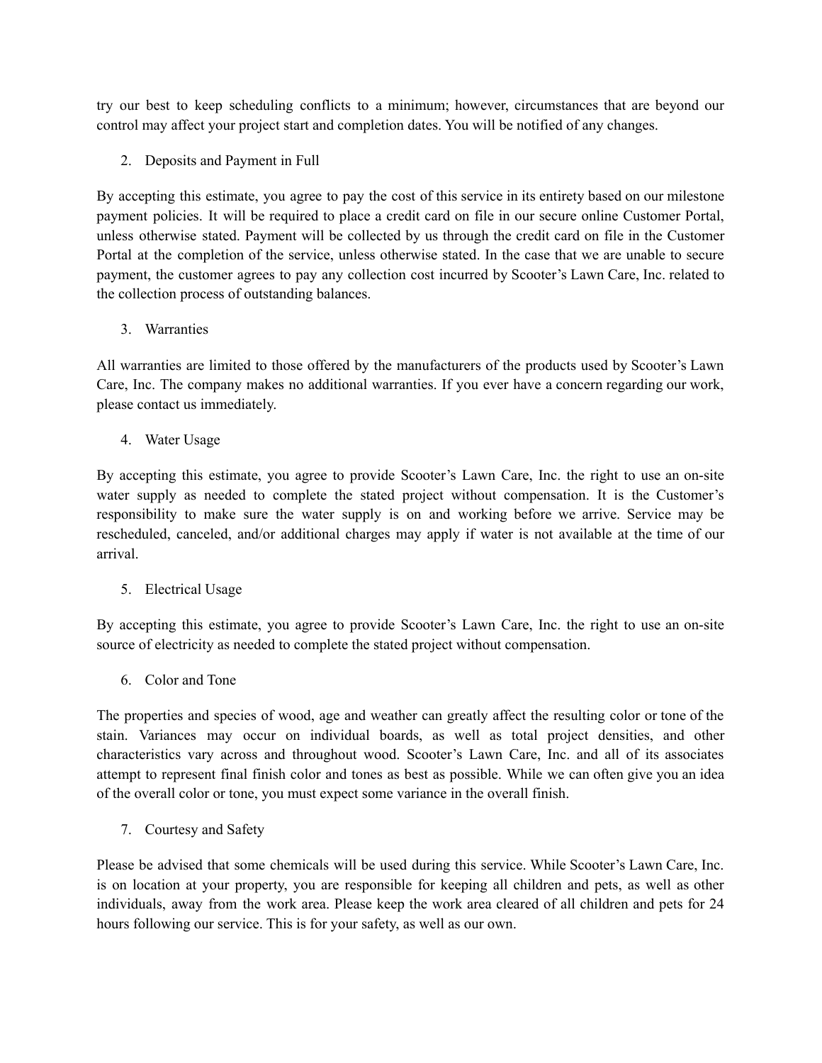try our best to keep scheduling conflicts to a minimum; however, circumstances that are beyond our control may affect your project start and completion dates. You will be notified of any changes.

2. Deposits and Payment in Full

By accepting this estimate, you agree to pay the cost of this service in its entirety based on our milestone payment policies. It will be required to place a credit card on file in our secure online Customer Portal, unless otherwise stated. Payment will be collected by us through the credit card on file in the Customer Portal at the completion of the service, unless otherwise stated. In the case that we are unable to secure payment, the customer agrees to pay any collection cost incurred by Scooter's Lawn Care, Inc. related to the collection process of outstanding balances.

3. Warranties

All warranties are limited to those offered by the manufacturers of the products used by Scooter's Lawn Care, Inc. The company makes no additional warranties. If you ever have a concern regarding our work, please contact us immediately.

4. Water Usage

By accepting this estimate, you agree to provide Scooter's Lawn Care, Inc. the right to use an on-site water supply as needed to complete the stated project without compensation. It is the Customer's responsibility to make sure the water supply is on and working before we arrive. Service may be rescheduled, canceled, and/or additional charges may apply if water is not available at the time of our arrival.

5. Electrical Usage

By accepting this estimate, you agree to provide Scooter's Lawn Care, Inc. the right to use an on-site source of electricity as needed to complete the stated project without compensation.

6. Color and Tone

The properties and species of wood, age and weather can greatly affect the resulting color or tone of the stain. Variances may occur on individual boards, as well as total project densities, and other characteristics vary across and throughout wood. Scooter's Lawn Care, Inc. and all of its associates attempt to represent final finish color and tones as best as possible. While we can often give you an idea of the overall color or tone, you must expect some variance in the overall finish.

7. Courtesy and Safety

Please be advised that some chemicals will be used during this service. While Scooter's Lawn Care, Inc. is on location at your property, you are responsible for keeping all children and pets, as well as other individuals, away from the work area. Please keep the work area cleared of all children and pets for 24 hours following our service. This is for your safety, as well as our own.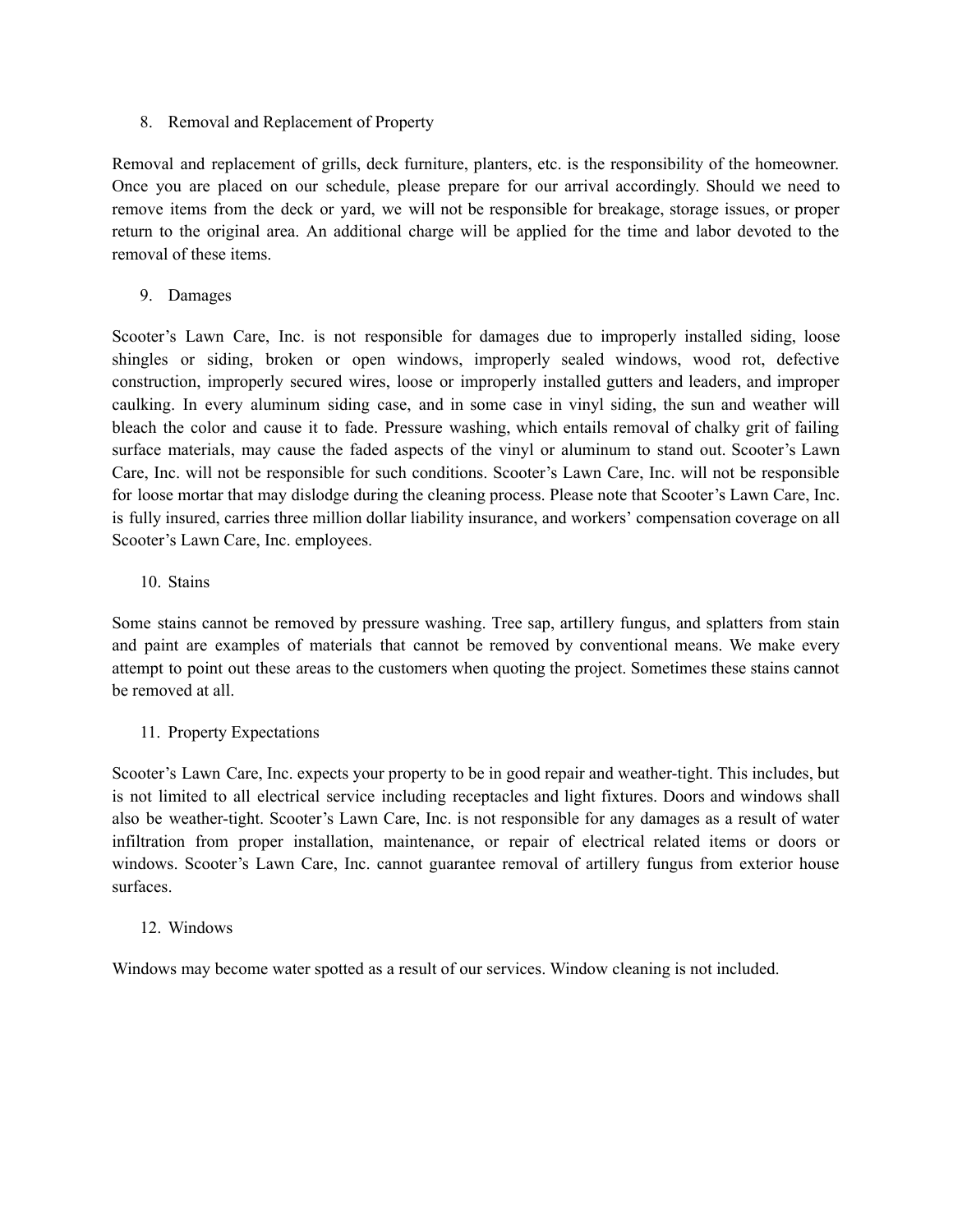8. Removal and Replacement of Property

Removal and replacement of grills, deck furniture, planters, etc. is the responsibility of the homeowner. Once you are placed on our schedule, please prepare for our arrival accordingly. Should we need to remove items from the deck or yard, we will not be responsible for breakage, storage issues, or proper return to the original area. An additional charge will be applied for the time and labor devoted to the removal of these items.

9. Damages

Scooter's Lawn Care, Inc. is not responsible for damages due to improperly installed siding, loose shingles or siding, broken or open windows, improperly sealed windows, wood rot, defective construction, improperly secured wires, loose or improperly installed gutters and leaders, and improper caulking. In every aluminum siding case, and in some case in vinyl siding, the sun and weather will bleach the color and cause it to fade. Pressure washing, which entails removal of chalky grit of failing surface materials, may cause the faded aspects of the vinyl or aluminum to stand out. Scooter's Lawn Care, Inc. will not be responsible for such conditions. Scooter's Lawn Care, Inc. will not be responsible for loose mortar that may dislodge during the cleaning process. Please note that Scooter's Lawn Care, Inc. is fully insured, carries three million dollar liability insurance, and workers' compensation coverage on all Scooter's Lawn Care, Inc. employees.

10. Stains

Some stains cannot be removed by pressure washing. Tree sap, artillery fungus, and splatters from stain and paint are examples of materials that cannot be removed by conventional means. We make every attempt to point out these areas to the customers when quoting the project. Sometimes these stains cannot be removed at all.

11. Property Expectations

Scooter's Lawn Care, Inc. expects your property to be in good repair and weather-tight. This includes, but is not limited to all electrical service including receptacles and light fixtures. Doors and windows shall also be weather-tight. Scooter's Lawn Care, Inc. is not responsible for any damages as a result of water infiltration from proper installation, maintenance, or repair of electrical related items or doors or windows. Scooter's Lawn Care, Inc. cannot guarantee removal of artillery fungus from exterior house surfaces.

12. Windows

Windows may become water spotted as a result of our services. Window cleaning is not included.